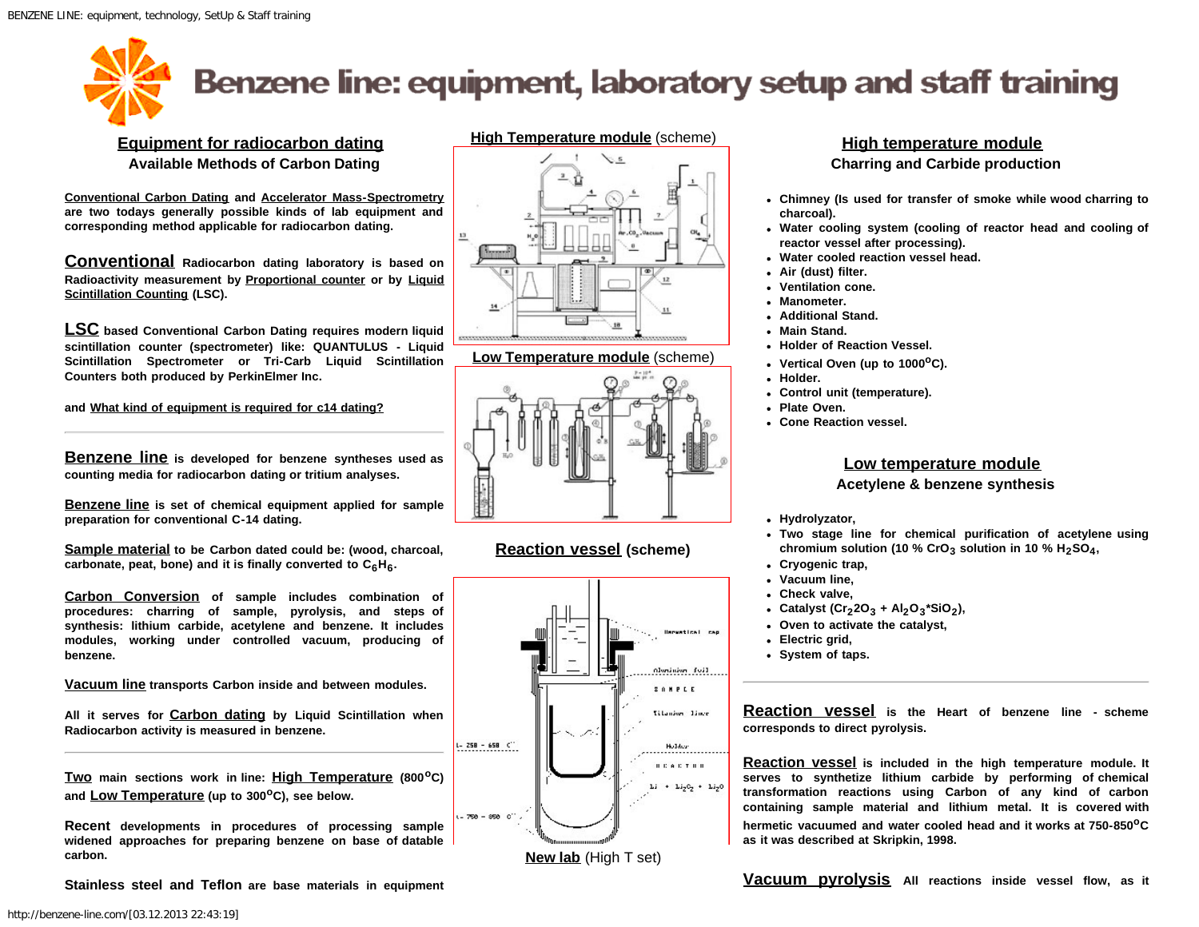# Benzene line: equipment, laboratory setup and staff training

## Equipment for radiocarbon dating

### Available Methods of Carbon Dating

**Conventional Carbon Dating and Accelerator Mass-Spectrometry are two todays generally possible kinds of lab equipment and corresponding method applicable for radiocarbon dating.**

**Conventional Radiocarbon dating laboratory is based on Radioactivity measurement by Proportional counter or by Liquid Scintillation Counting (LSC).**

**LSC based Conventional Carbon Dating requires modern liquid scintillation counter (spectrometer) like: QUANTULUS - Liquid Scintillation Spectrometer or Tri-Carb Liquid Scintillation Counters both produced by PerkinElmer Inc.**

**and What kind of equipment is required for c14 dating?**

---

**Benzene line is developed for benzene syntheses used as counting media for radiocarbon dating or tritium analyses.**

**Benzene line is set of chemical equipment applied for sample preparation for conventional C-14 dating.**

**Sample material to be Carbon dated could be: (wood, charcoal, carbonate, peat, bone) and it is finally converted to $C_6H_6$.**

**Carbon Conversion of sample includes combination of procedures: charring of sample, pyrolysis, and steps of synthesis: lithium carbide, acetylene and benzene. It includes modules, working under controlled vacuum, producing of benzene.**

**Vacuum line transports Carbon inside and between modules.**

**All it serves for Carbon dating by Liquid Scintillation when Radiocarbon activity is measured in benzene.**

---

**Two main sections work in line: High Temperature ($800^oC$) and Low Temperature (up to $300^oC$), see below.**

**Recent developments in procedures of processing sample widened approaches for preparing benzene on base of datable carbon.**

**Stainless steel and Teflon are base materials in equipment**

**High Temperature module** (scheme)

**Low Temperature module** (scheme)

**Reaction vessel (scheme)**

**New lab** (High T set)

## High temperature module

### Charring and Carbide production

- Chimney (Is used for transfer of smoke while wood charring to charcoal).
- Water cooling system (cooling of reactor head and cooling of reactor vessel after processing).
- Water cooled reaction vessel head.
- Air (dust) filter.
- Ventilation cone.
- Manometer.
- Additional Stand.
- Main Stand.
- Holder of Reaction Vessel.
- Vertical Oven (up to $1000^oC$).
- Holder.
- Control unit (temperature).
- Plate Oven.
- Cone Reaction vessel.

## Low temperature module

### Acetylene & benzene synthesis

- Hydrolyzator,
- Two stage line for chemical purification of acetylene using chromium solution (10 % $CrO_3$ solution in 10 % $H_2SO_4$,
- Cryogenic trap,
- Vacuum line,
- Check valve,
- Catalyst ($Cr_22O_3$ + $Al_2O_3$*$SiO_2$),
- Oven to activate the catalyst,
- Electric grid,
- System of taps.

---

**Reaction vessel is the Heart of benzene line - scheme corresponds to direct pyrolysis.**

**Reaction vessel is included in the high temperature module. It serves to synthetize lithium carbide by performing of chemical transformation reactions using Carbon of any kind of carbon containing sample material and lithium metal. It is covered with hermetic vacuumed and water cooled head and it works at $750\text{-}850^oC$ as it was described at Skripkin, 1998.**

**Vacuum pyrolysis All reactions inside vessel flow, as it**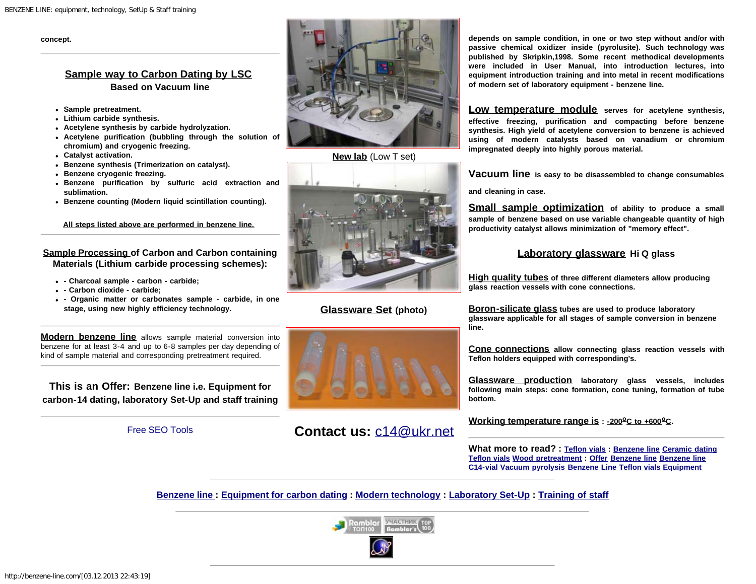concept.

## Sample way to Carbon Dating by LSC

**Based on Vacuum line**

- **Sample pretreatment.**
- **Lithium carbide synthesis.**
- **Acetylene synthesis by carbide hydrolyzation.**
- **Acetylene purification (bubbling through the solution of chromium) and cryogenic freezing.**
- **Catalyst activation.**
- **Benzene synthesis (Trimerization on catalyst).**
- **Benzene cryogenic freezing.**
- **Benzene purification by sulfuric acid extraction and sublimation.**
- **Benzene counting (Modern liquid scintillation counting).**

**All steps listed above are performed in benzene line.**

### Sample Processing of Carbon and Carbon containing Materials (Lithium carbide processing schemes):

- **- Charcoal sample - carbon - carbide;**
- **- Carbon dioxide - carbide;**
- **- Organic matter or carbonates sample - carbide, in one stage, using new highly efficiency technology.**

**Modern benzene line** allows sample material conversion into benzene for at least 3-4 and up to 6-8 samples per day depending of kind of sample material and corresponding pretreatment required.

### This is an Offer: Benzene line i.e. Equipment for carbon-14 dating, laboratory Set-Up and staff training

Free SEO Tools

**New lab** (Low T set)

**Glassware Set** (photo)

## Contact us: c14@ukr.net

**depends on sample condition, in one or two step without and/or with passive chemical oxidizer inside (pyrolusite). Such technology was published by Skripkin,1998. Some recent methodical developments were included in User Manual, into introduction lectures, into equipment introduction training and into metal in recent modifications of modern set of laboratory equipment - benzene line.**

**Low temperature module serves for acetylene synthesis, effective freezing, purification and compacting before benzene synthesis. High yield of acetylene conversion to benzene is achieved using of modern catalysts based on vanadium or chromium impregnated deeply into highly porous material.**

**Vacuum line is easy to be disassembled to change consumables and cleaning in case.**

**Small sample optimization of ability to produce a small sample of benzene based on use variable changeable quantity of high productivity catalyst allows minimization of "memory effect".**

### Laboratory glassware Hi Q glass

**High quality tubes of three different diameters allow producing glass reaction vessels with cone connections.**

**Boron-silicate glass tubes are used to produce laboratory glassware applicable for all stages of sample conversion in benzene line.**

**Cone connections allow connecting glass reaction vessels with Teflon holders equipped with corresponding's.**

**Glassware production laboratory glass vessels, includes following main steps: cone formation, cone tuning, formation of tube bottom.**

**Working temperature range is : -200°C to +600°C.**

**What more to read? : Teflon vials : Benzene line Ceramic dating Teflon vials Wood pretreatment : Offer Benzene line Benzene line C14-vial Vacuum pyrolysis Benzene Line Teflon vials Equipment**

**Benzene line : Equipment for carbon dating : Modern technology : Laboratory Set-Up : Training of staff**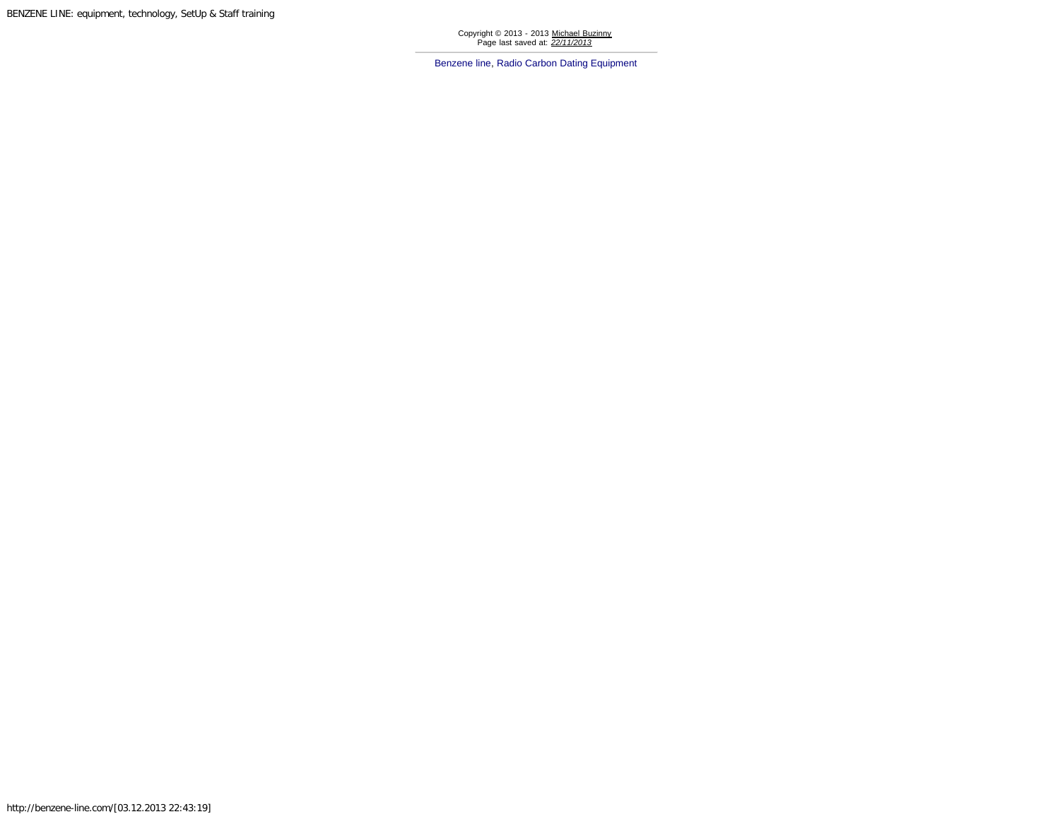Copyright © 2013 - 2013 Michael Buzinny
Page last saved at: *22/11/2013*

---

Benzene line, Radio Carbon Dating Equipment